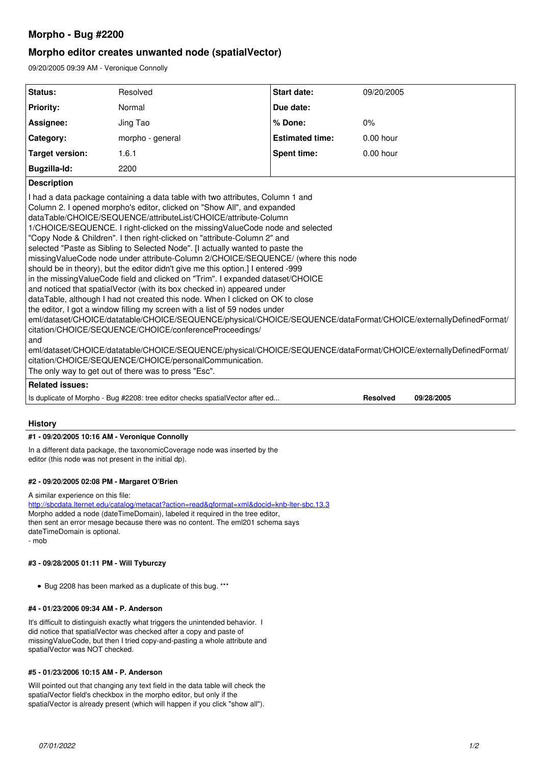# Morpho - Bug #2200

## Morpho editor creates unwanted node (spatialVector)

09/20/2005 09:39 AM - Veronique Connolly

| Status: | Resolved | Start date: | 09/20/2005 |
|---|---|---|---|
| Priority: | Normal | Due date: | |
| Assignee: | Jing Tao | % Done: | 0% |
| Category: | morpho - general | Estimated time: | 0.00 hour |
| Target version: | 1.6.1 | Spent time: | 0.00 hour |
| Bugzilla-Id: | 2200 | | |

**Description**

I had a data package containing a data table with two attributes, Column 1 and Column 2. I opened morpho's editor, clicked on "Show All", and expanded dataTable/CHOICE/SEQUENCE/attributeList/CHOICE/attribute-Column 1/CHOICE/SEQUENCE. I right-clicked on the missingValueCode node and selected "Copy Node & Children". I then right-clicked on "attribute-Column 2" and selected "Paste as Sibling to Selected Node". [I actually wanted to paste the missingValueCode node under attribute-Column 2/CHOICE/SEQUENCE/ (where this node should be in theory), but the editor didn't give me this option.] I entered -999 in the missingValueCode field and clicked on "Trim". I expanded dataset/CHOICE and noticed that spatialVector (with its box checked in) appeared under dataTable, although I had not created this node. When I clicked on OK to close the editor, I got a window filling my screen with a list of 59 nodes under eml/dataset/CHOICE/datatable/CHOICE/SEQUENCE/physical/CHOICE/SEQUENCE/dataFormat/CHOICE/externallyDefinedFormat/citation/CHOICE/SEQUENCE/CHOICE/conferenceProceedings/
and
eml/dataset/CHOICE/datatable/CHOICE/SEQUENCE/physical/CHOICE/SEQUENCE/dataFormat/CHOICE/externallyDefinedFormat/citation/CHOICE/SEQUENCE/CHOICE/personalCommunication.
The only way to get out of there was to press "Esc".

**Related issues:**

| | | |
|---|---|---|
| Is duplicate of Morpho - Bug #2208: tree editor checks spatialVector after ed... | Resolved | 09/28/2005 |

## History

#### #1 - 09/20/2005 10:16 AM - Veronique Connolly

In a different data package, the taxonomicCoverage node was inserted by the editor (this node was not present in the initial dp).

#### #2 - 09/20/2005 02:08 PM - Margaret O'Brien

A similar experience on this file:
http://sbcdata.lternet.edu/catalog/metacat?action=read&qformat=xml&docid=knb-lter-sbc.13.3
Morpho added a node (dateTimeDomain), labeled it required in the tree editor, then sent an error mesage because there was no content. The eml201 schema says dateTimeDomain is optional.
- mob

#### #3 - 09/28/2005 01:11 PM - Will Tyburczy

- Bug 2208 has been marked as a duplicate of this bug. ***

#### #4 - 01/23/2006 09:34 AM - P. Anderson

It's difficult to distinguish exactly what triggers the unintended behavior. I did notice that spatialVector was checked after a copy and paste of missingValueCode, but then I tried copy-and-pasting a whole attribute and spatialVector was NOT checked.

#### #5 - 01/23/2006 10:15 AM - P. Anderson

Will pointed out that changing any text field in the data table will check the spatialVector field's checkbox in the morpho editor, but only if the spatialVector is already present (which will happen if you click "show all").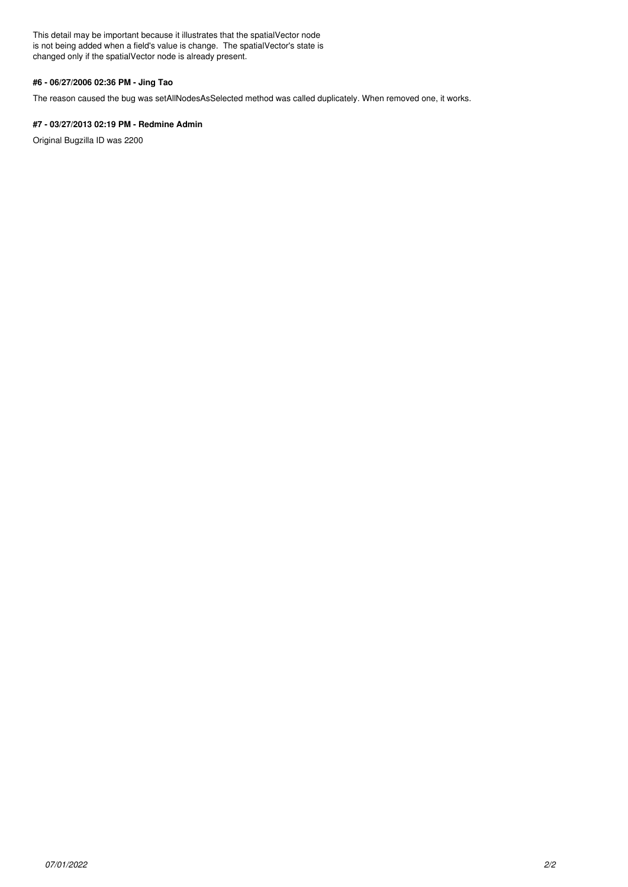This detail may be important because it illustrates that the spatialVector node
is not being added when a field's value is change. The spatialVector's state is
changed only if the spatialVector node is already present.

#### #6 - 06/27/2006 02:36 PM - Jing Tao

The reason caused the bug was setAllNodesAsSelected method was called duplicately. When removed one, it works.

#### #7 - 03/27/2013 02:19 PM - Redmine Admin

Original Bugzilla ID was 2200